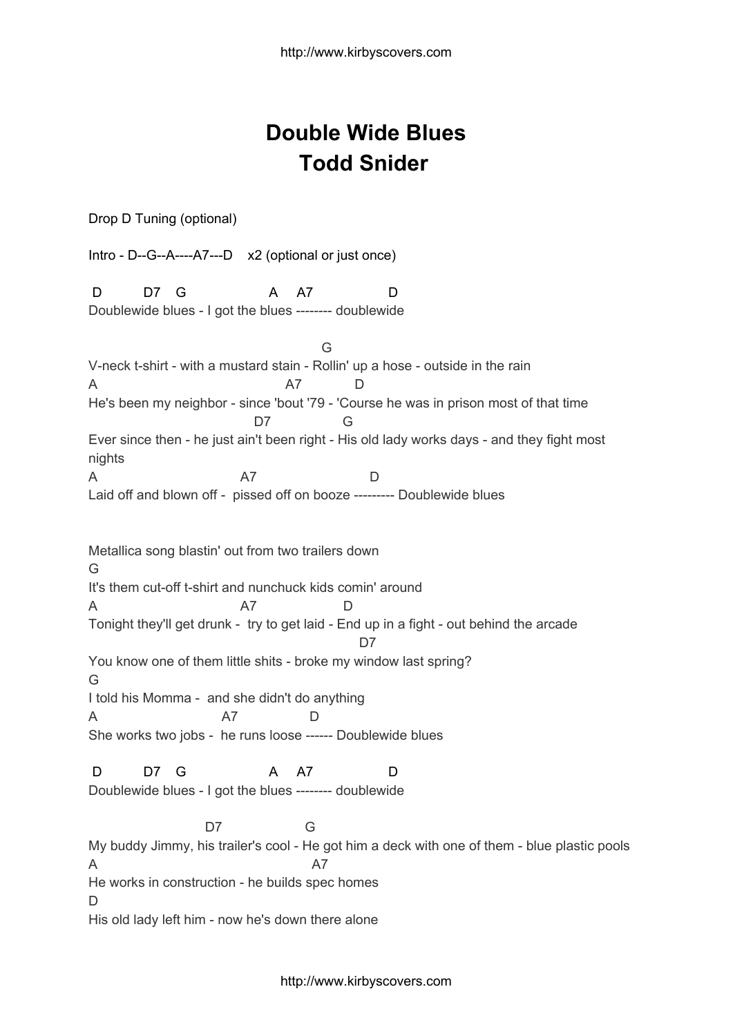# Double Wide Blues
# Todd Snider

Drop D Tuning (optional)

Intro - D--G--A----A7---D    x2 (optional or just once)

```
 D          D7    G                   A     A7                 D
Doublewide blues - I got the blues -------- doublewide

                                                   G
V-neck t-shirt - with a mustard stain - Rollin' up a hose - outside in the rain
A                                         A7             D
He's been my neighbor - since 'bout '79 - 'Course he was in prison most of that time
                              D7                  G
Ever since then - he just ain't been right - His old lady works days - and they fight most
nights
A                               A7                           D
Laid off and blown off -  pissed off on booze --------- Doublewide blues


Metallica song blastin' out from two trailers down
G
It's them cut-off t-shirt and nunchuck kids comin' around
A                             A7                D
Tonight they'll get drunk -  try to get laid - End up in a fight - out behind the arcade
                                                     D7
You know one of them little shits - broke my window last spring?
G
I told his Momma -  and she didn't do anything
A                         A7                D
She works two jobs -  he runs loose ------ Doublewide blues

 D          D7    G                   A     A7                 D
Doublewide blues - I got the blues -------- doublewide

                      D7                    G
My buddy Jimmy, his trailer's cool - He got him a deck with one of them - blue plastic pools
A                                            A7
He works in construction - he builds spec homes
D
His old lady left him - now he's down there alone
```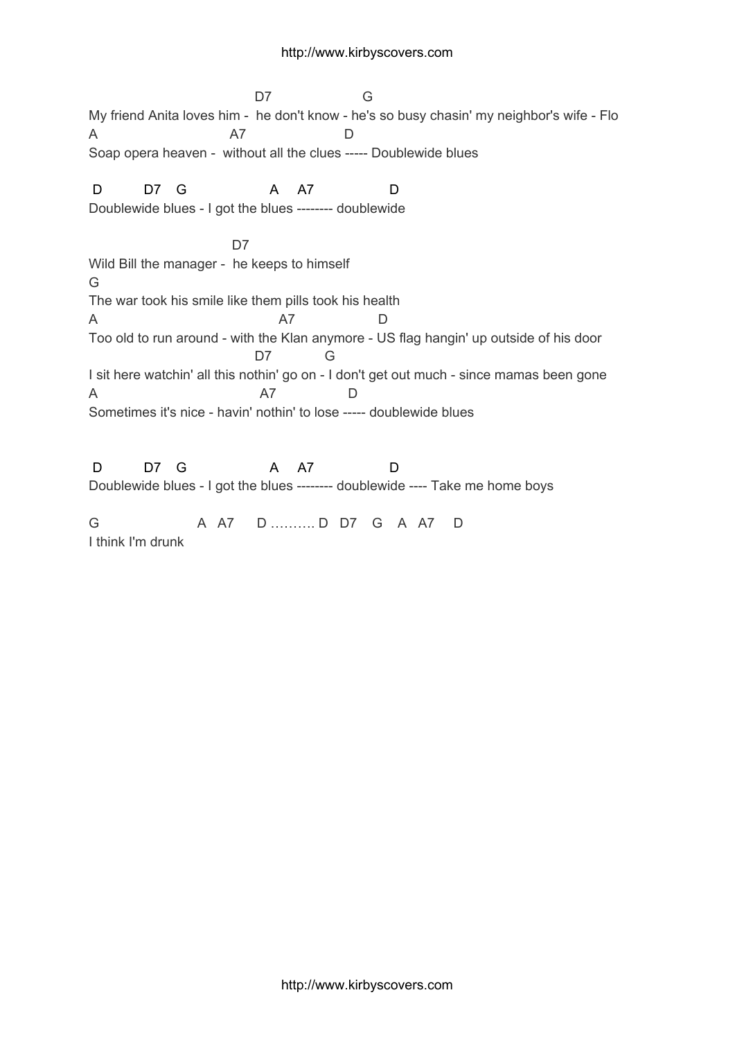```
                                D7                    G
My friend Anita loves him -  he don't know - he's so busy chasin' my neighbor's wife - Flo
A                            A7                   D
Soap opera heaven -  without all the clues ----- Doublewide blues

 D         D7   G                 A    A7               D
Doublewide blues - I got the blues -------- doublewide

                             D7
Wild Bill the manager -  he keeps to himself
G
The war took his smile like them pills took his health
A                                    A7                 D
Too old to run around - with the Klan anymore - US flag hangin' up outside of his door
                                D7           G
I sit here watchin' all this nothin' go on - I don't get out much - since mamas been gone
A                                A7                D
Sometimes it's nice - havin' nothin' to lose ----- doublewide blues


 D         D7   G                 A    A7               D
Doublewide blues - I got the blues -------- doublewide ---- Take me home boys

G                    A   A7      D .......... D   D7    G    A   A7     D
I think I'm drunk
```